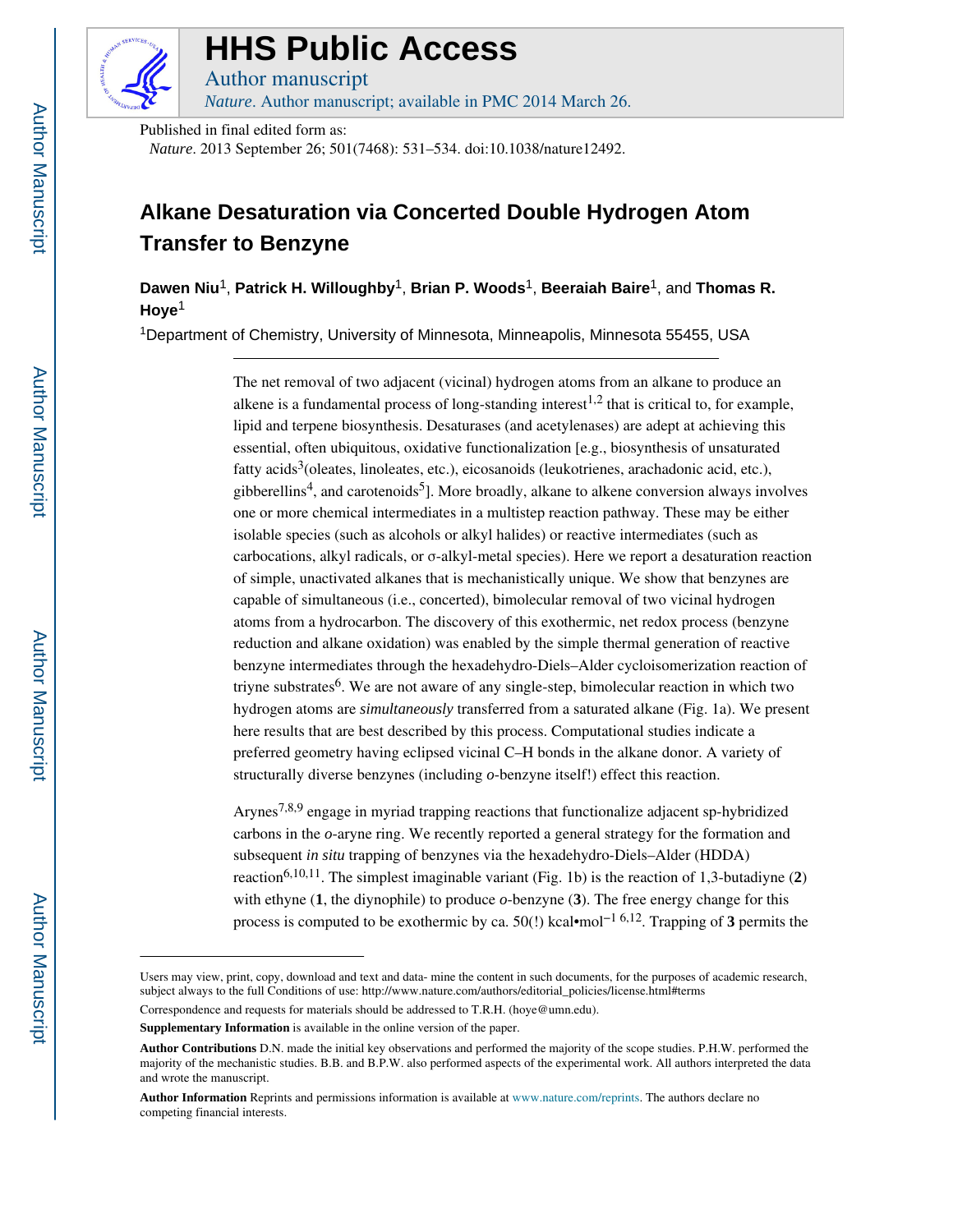# HHS Public Access

Author manuscript

*Nature*. Author manuscript; available in PMC 2014 March 26.

Published in final edited form as:

*Nature*. 2013 September 26; 501(7468): 531–534. doi:10.1038/nature12492.

# Alkane Desaturation via Concerted Double Hydrogen Atom Transfer to Benzyne

**Dawen Niu**[1], **Patrick H. Willoughby**[1], **Brian P. Woods**[1], **Beeraiah Baire**[1], and **Thomas R. Hoye**[1]

[1]Department of Chemistry, University of Minnesota, Minneapolis, Minnesota 55455, USA

The net removal of two adjacent (vicinal) hydrogen atoms from an alkane to produce an alkene is a fundamental process of long-standing interest[1,2] that is critical to, for example, lipid and terpene biosynthesis. Desaturases (and acetylenases) are adept at achieving this essential, often ubiquitous, oxidative functionalization [e.g., biosynthesis of unsaturated fatty acids[3](oleates, linoleates, etc.), eicosanoids (leukotrienes, arachadonic acid, etc.), gibberellins[4], and carotenoids[5]]. More broadly, alkane to alkene conversion always involves one or more chemical intermediates in a multistep reaction pathway. These may be either isolable species (such as alcohols or alkyl halides) or reactive intermediates (such as carbocations, alkyl radicals, or σ-alkyl-metal species). Here we report a desaturation reaction of simple, unactivated alkanes that is mechanistically unique. We show that benzynes are capable of simultaneous (i.e., concerted), bimolecular removal of two vicinal hydrogen atoms from a hydrocarbon. The discovery of this exothermic, net redox process (benzyne reduction and alkane oxidation) was enabled by the simple thermal generation of reactive benzyne intermediates through the hexadehydro-Diels–Alder cycloisomerization reaction of triyne substrates[6]. We are not aware of any single-step, bimolecular reaction in which two hydrogen atoms are *simultaneously* transferred from a saturated alkane (Fig. 1a). We present here results that are best described by this process. Computational studies indicate a preferred geometry having eclipsed vicinal C–H bonds in the alkane donor. A variety of structurally diverse benzynes (including *o*-benzyne itself!) effect this reaction.

Arynes[7,8,9] engage in myriad trapping reactions that functionalize adjacent sp-hybridized carbons in the *o*-aryne ring. We recently reported a general strategy for the formation and subsequent *in situ* trapping of benzynes via the hexadehydro-Diels–Alder (HDDA) reaction[6,10,11]. The simplest imaginable variant (Fig. 1b) is the reaction of 1,3-butadiyne (**2**) with ethyne (**1**, the diynophile) to produce *o*-benzyne (**3**). The free energy change for this process is computed to be exothermic by ca. 50(!) kcal•mol$^{-1}$ [6,12]. Trapping of **3** permits the

---

Users may view, print, copy, download and text and data- mine the content in such documents, for the purposes of academic research, subject always to the full Conditions of use: http://www.nature.com/authors/editorial_policies/license.html#terms

Correspondence and requests for materials should be addressed to T.R.H. (hoye@umn.edu).

**Supplementary Information** is available in the online version of the paper.

**Author Contributions** D.N. made the initial key observations and performed the majority of the scope studies. P.H.W. performed the majority of the mechanistic studies. B.B. and B.P.W. also performed aspects of the experimental work. All authors interpreted the data and wrote the manuscript.

**Author Information** Reprints and permissions information is available at www.nature.com/reprints. The authors declare no competing financial interests.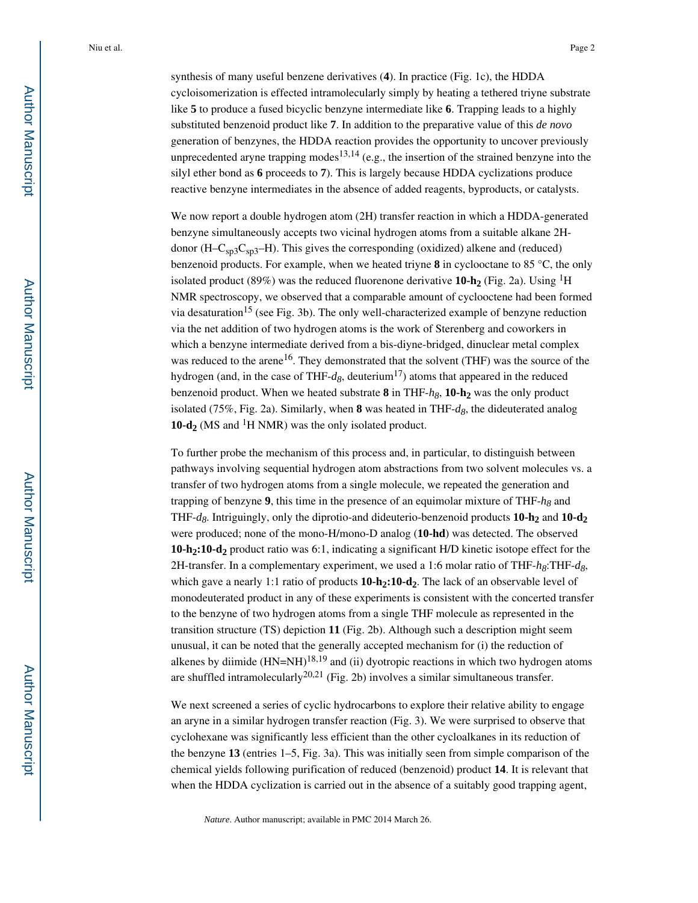synthesis of many useful benzene derivatives (**4**). In practice (Fig. 1c), the HDDA cycloisomerization is effected intramolecularly simply by heating a tethered triyne substrate like **5** to produce a fused bicyclic benzyne intermediate like **6**. Trapping leads to a highly substituted benzenoid product like **7**. In addition to the preparative value of this *de novo* generation of benzynes, the HDDA reaction provides the opportunity to uncover previously unprecedented aryne trapping modes[13,14] (e.g., the insertion of the strained benzyne into the silyl ether bond as **6** proceeds to **7**). This is largely because HDDA cyclizations produce reactive benzyne intermediates in the absence of added reagents, byproducts, or catalysts.

We now report a double hydrogen atom (2H) transfer reaction in which a HDDA-generated benzyne simultaneously accepts two vicinal hydrogen atoms from a suitable alkane 2H-donor (H–$C_{sp3}C_{sp3}$–H). This gives the corresponding (oxidized) alkene and (reduced) benzenoid products. For example, when we heated triyne **8** in cyclooctane to 85 °C, the only isolated product (89%) was the reduced fluorenone derivative **10-h$_2$** (Fig. 2a). Using $^1$H NMR spectroscopy, we observed that a comparable amount of cyclooctene had been formed via desaturation[15] (see Fig. 3b). The only well-characterized example of benzyne reduction via the net addition of two hydrogen atoms is the work of Sterenberg and coworkers in which a benzyne intermediate derived from a bis-diyne-bridged, dinuclear metal complex was reduced to the arene[16]. They demonstrated that the solvent (THF) was the source of the hydrogen (and, in the case of THF-$d_8$, deuterium[17]) atoms that appeared in the reduced benzenoid product. When we heated substrate **8** in THF-$h_8$, **10-h$_2$** was the only product isolated (75%, Fig. 2a). Similarly, when **8** was heated in THF-$d_8$, the dideuterated analog **10-d$_2$** (MS and $^1$H NMR) was the only isolated product.

To further probe the mechanism of this process and, in particular, to distinguish between pathways involving sequential hydrogen atom abstractions from two solvent molecules vs. a transfer of two hydrogen atoms from a single molecule, we repeated the generation and trapping of benzyne **9**, this time in the presence of an equimolar mixture of THF-$h_8$ and THF-$d_8$. Intriguingly, only the diprotio-and dideuterio-benzenoid products **10-h$_2$** and **10-d$_2$** were produced; none of the mono-H/mono-D analog (**10-hd**) was detected. The observed **10-h$_2$:10-d$_2$** product ratio was 6:1, indicating a significant H/D kinetic isotope effect for the 2H-transfer. In a complementary experiment, we used a 1:6 molar ratio of THF-$h_8$:THF-$d_8$, which gave a nearly 1:1 ratio of products **10-h$_2$:10-d$_2$**. The lack of an observable level of monodeuterated product in any of these experiments is consistent with the concerted transfer to the benzyne of two hydrogen atoms from a single THF molecule as represented in the transition structure (TS) depiction **11** (Fig. 2b). Although such a description might seem unusual, it can be noted that the generally accepted mechanism for (i) the reduction of alkenes by diimide (HN=NH)[18,19] and (ii) dyotropic reactions in which two hydrogen atoms are shuffled intramolecularly[20,21] (Fig. 2b) involves a similar simultaneous transfer.

We next screened a series of cyclic hydrocarbons to explore their relative ability to engage an aryne in a similar hydrogen transfer reaction (Fig. 3). We were surprised to observe that cyclohexane was significantly less efficient than the other cycloalkanes in its reduction of the benzyne **13** (entries 1–5, Fig. 3a). This was initially seen from simple comparison of the chemical yields following purification of reduced (benzenoid) product **14**. It is relevant that when the HDDA cyclization is carried out in the absence of a suitably good trapping agent,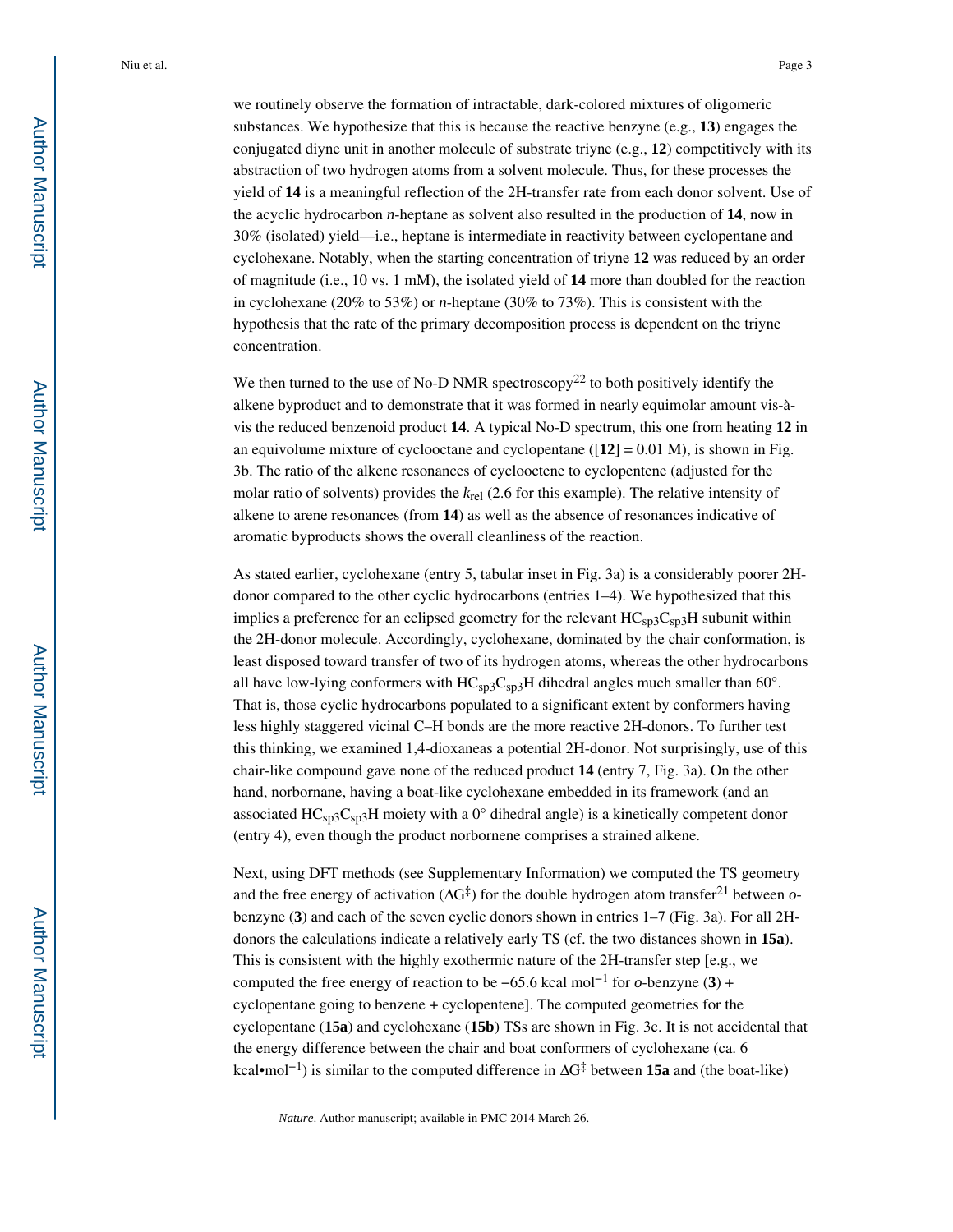we routinely observe the formation of intractable, dark-colored mixtures of oligomeric substances. We hypothesize that this is because the reactive benzyne (e.g., **13**) engages the conjugated diyne unit in another molecule of substrate triyne (e.g., **12**) competitively with its abstraction of two hydrogen atoms from a solvent molecule. Thus, for these processes the yield of **14** is a meaningful reflection of the 2H-transfer rate from each donor solvent. Use of the acyclic hydrocarbon *n*-heptane as solvent also resulted in the production of **14**, now in 30% (isolated) yield—i.e., heptane is intermediate in reactivity between cyclopentane and cyclohexane. Notably, when the starting concentration of triyne **12** was reduced by an order of magnitude (i.e., 10 vs. 1 mM), the isolated yield of **14** more than doubled for the reaction in cyclohexane (20% to 53%) or *n*-heptane (30% to 73%). This is consistent with the hypothesis that the rate of the primary decomposition process is dependent on the triyne concentration.

We then turned to the use of No-D NMR spectroscopy[22] to both positively identify the alkene byproduct and to demonstrate that it was formed in nearly equimolar amount vis-à-vis the reduced benzenoid product **14**. A typical No-D spectrum, this one from heating **12** in an equivolume mixture of cyclooctane and cyclopentane ([**12**] = 0.01 M), is shown in Fig. 3b. The ratio of the alkene resonances of cyclooctene to cyclopentene (adjusted for the molar ratio of solvents) provides the $k_{rel}$ (2.6 for this example). The relative intensity of alkene to arene resonances (from **14**) as well as the absence of resonances indicative of aromatic byproducts shows the overall cleanliness of the reaction.

As stated earlier, cyclohexane (entry 5, tabular inset in Fig. 3a) is a considerably poorer 2H-donor compared to the other cyclic hydrocarbons (entries 1–4). We hypothesized that this implies a preference for an eclipsed geometry for the relevant $HC_{sp3}C_{sp3}H$ subunit within the 2H-donor molecule. Accordingly, cyclohexane, dominated by the chair conformation, is least disposed toward transfer of two of its hydrogen atoms, whereas the other hydrocarbons all have low-lying conformers with $HC_{sp3}C_{sp3}H$ dihedral angles much smaller than 60°. That is, those cyclic hydrocarbons populated to a significant extent by conformers having less highly staggered vicinal C–H bonds are the more reactive 2H-donors. To further test this thinking, we examined 1,4-dioxaneas a potential 2H-donor. Not surprisingly, use of this chair-like compound gave none of the reduced product **14** (entry 7, Fig. 3a). On the other hand, norbornane, having a boat-like cyclohexane embedded in its framework (and an associated $HC_{sp3}C_{sp3}H$ moiety with a 0° dihedral angle) is a kinetically competent donor (entry 4), even though the product norbornene comprises a strained alkene.

Next, using DFT methods (see Supplementary Information) we computed the TS geometry and the free energy of activation ($\Delta G^{\ddagger}$) for the double hydrogen atom transfer[21] between *o*-benzyne (**3**) and each of the seven cyclic donors shown in entries 1–7 (Fig. 3a). For all 2H-donors the calculations indicate a relatively early TS (cf. the two distances shown in **15a**). This is consistent with the highly exothermic nature of the 2H-transfer step [e.g., we computed the free energy of reaction to be −65.6 kcal $mol^{-1}$ for *o*-benzyne (**3**) + cyclopentane going to benzene + cyclopentene]. The computed geometries for the cyclopentane (**15a**) and cyclohexane (**15b**) TSs are shown in Fig. 3c. It is not accidental that the energy difference between the chair and boat conformers of cyclohexane (ca. 6 kcal•$mol^{-1}$) is similar to the computed difference in $\Delta G^{\ddagger}$ between **15a** and (the boat-like)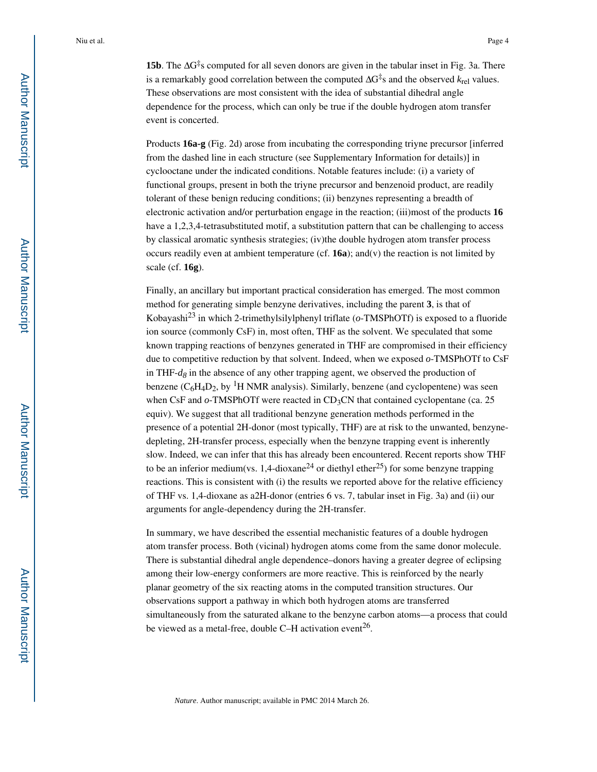**15b**. The $\Delta G^{\ddagger}$s computed for all seven donors are given in the tabular inset in Fig. 3a. There is a remarkably good correlation between the computed $\Delta G^{\ddagger}$s and the observed $k_{rel}$ values. These observations are most consistent with the idea of substantial dihedral angle dependence for the process, which can only be true if the double hydrogen atom transfer event is concerted.

Products **16a-g** (Fig. 2d) arose from incubating the corresponding triyne precursor [inferred from the dashed line in each structure (see Supplementary Information for details)] in cyclooctane under the indicated conditions. Notable features include: (i) a variety of functional groups, present in both the triyne precursor and benzenoid product, are readily tolerant of these benign reducing conditions; (ii) benzynes representing a breadth of electronic activation and/or perturbation engage in the reaction; (iii)most of the products **16** have a 1,2,3,4-tetrasubstituted motif, a substitution pattern that can be challenging to access by classical aromatic synthesis strategies; (iv)the double hydrogen atom transfer process occurs readily even at ambient temperature (cf. **16a**); and(v) the reaction is not limited by scale (cf. **16g**).

Finally, an ancillary but important practical consideration has emerged. The most common method for generating simple benzyne derivatives, including the parent **3**, is that of Kobayashi[23] in which 2-trimethylsilylphenyl triflate (*o*-TMSPhOTf) is exposed to a fluoride ion source (commonly CsF) in, most often, THF as the solvent. We speculated that some known trapping reactions of benzynes generated in THF are compromised in their efficiency due to competitive reduction by that solvent. Indeed, when we exposed *o*-TMSPhOTf to CsF in THF-$d_8$ in the absence of any other trapping agent, we observed the production of benzene ($C_6H_4D_2$, by $^1$H NMR analysis). Similarly, benzene (and cyclopentene) was seen when CsF and *o*-TMSPhOTf were reacted in $CD_3CN$ that contained cyclopentane (ca. 25 equiv). We suggest that all traditional benzyne generation methods performed in the presence of a potential 2H-donor (most typically, THF) are at risk to the unwanted, benzyne-depleting, 2H-transfer process, especially when the benzyne trapping event is inherently slow. Indeed, we can infer that this has already been encountered. Recent reports show THF to be an inferior medium(vs. 1,4-dioxane[24] or diethyl ether[25]) for some benzyne trapping reactions. This is consistent with (i) the results we reported above for the relative efficiency of THF vs. 1,4-dioxane as a2H-donor (entries 6 vs. 7, tabular inset in Fig. 3a) and (ii) our arguments for angle-dependency during the 2H-transfer.

In summary, we have described the essential mechanistic features of a double hydrogen atom transfer process. Both (vicinal) hydrogen atoms come from the same donor molecule. There is substantial dihedral angle dependence–donors having a greater degree of eclipsing among their low-energy conformers are more reactive. This is reinforced by the nearly planar geometry of the six reacting atoms in the computed transition structures. Our observations support a pathway in which both hydrogen atoms are transferred simultaneously from the saturated alkane to the benzyne carbon atoms—a process that could be viewed as a metal-free, double C–H activation event[26].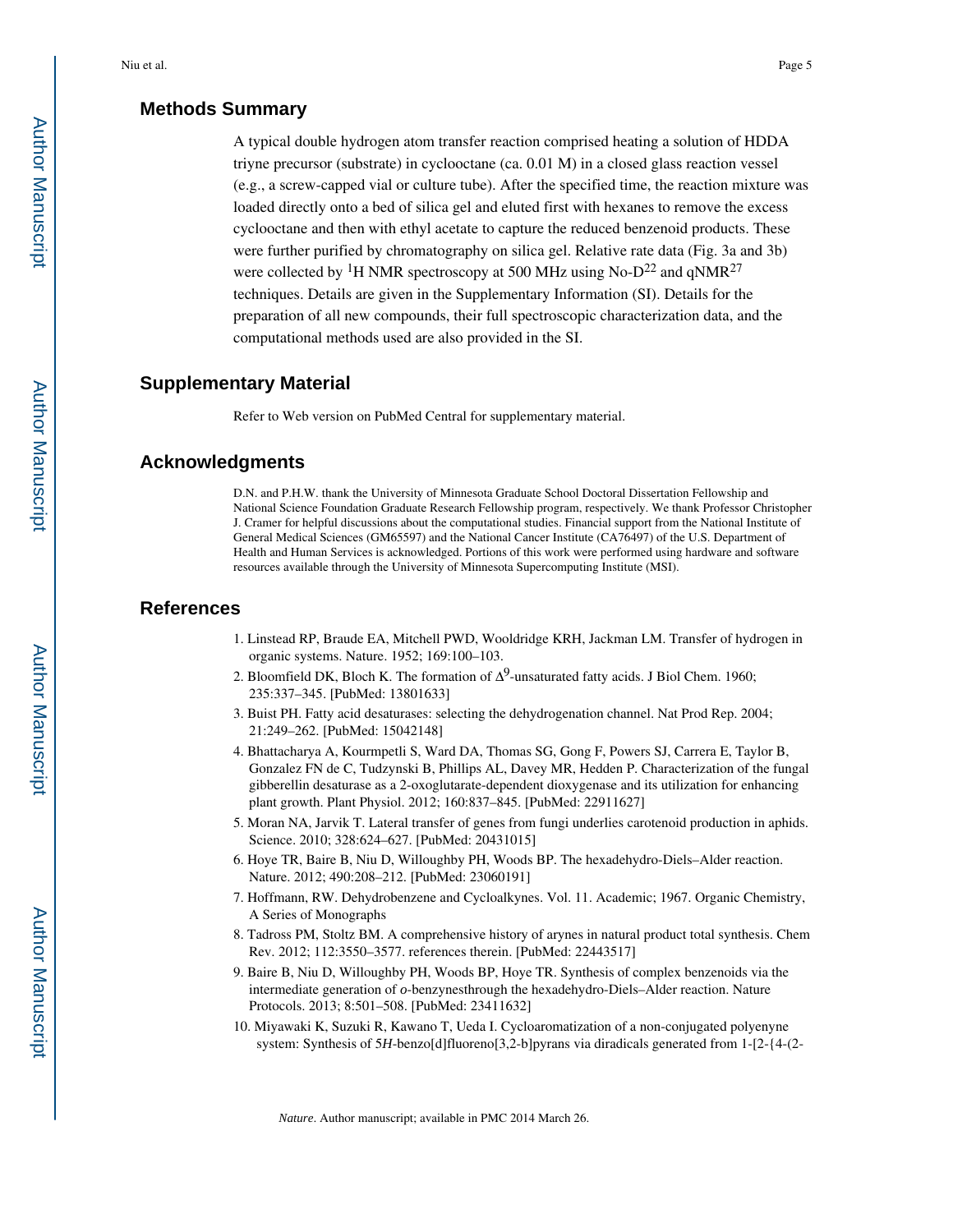## Methods Summary

A typical double hydrogen atom transfer reaction comprised heating a solution of HDDA triyne precursor (substrate) in cyclooctane (ca. 0.01 M) in a closed glass reaction vessel (e.g., a screw-capped vial or culture tube). After the specified time, the reaction mixture was loaded directly onto a bed of silica gel and eluted first with hexanes to remove the excess cyclooctane and then with ethyl acetate to capture the reduced benzenoid products. These were further purified by chromatography on silica gel. Relative rate data (Fig. 3a and 3b) were collected by $^1$H NMR spectroscopy at 500 MHz using No-D[22] and qNMR[27] techniques. Details are given in the Supplementary Information (SI). Details for the preparation of all new compounds, their full spectroscopic characterization data, and the computational methods used are also provided in the SI.

## Supplementary Material

Refer to Web version on PubMed Central for supplementary material.

## Acknowledgments

D.N. and P.H.W. thank the University of Minnesota Graduate School Doctoral Dissertation Fellowship and National Science Foundation Graduate Research Fellowship program, respectively. We thank Professor Christopher J. Cramer for helpful discussions about the computational studies. Financial support from the National Institute of General Medical Sciences (GM65597) and the National Cancer Institute (CA76497) of the U.S. Department of Health and Human Services is acknowledged. Portions of this work were performed using hardware and software resources available through the University of Minnesota Supercomputing Institute (MSI).

## References

1. Linstead RP, Braude EA, Mitchell PWD, Wooldridge KRH, Jackman LM. Transfer of hydrogen in organic systems. Nature. 1952; 169:100–103.
2. Bloomfield DK, Bloch K. The formation of $\Delta^9$-unsaturated fatty acids. J Biol Chem. 1960; 235:337–345. [PubMed: 13801633]
3. Buist PH. Fatty acid desaturases: selecting the dehydrogenation channel. Nat Prod Rep. 2004; 21:249–262. [PubMed: 15042148]
4. Bhattacharya A, Kourmpetli S, Ward DA, Thomas SG, Gong F, Powers SJ, Carrera E, Taylor B, Gonzalez FN de C, Tudzynski B, Phillips AL, Davey MR, Hedden P. Characterization of the fungal gibberellin desaturase as a 2-oxoglutarate-dependent dioxygenase and its utilization for enhancing plant growth. Plant Physiol. 2012; 160:837–845. [PubMed: 22911627]
5. Moran NA, Jarvik T. Lateral transfer of genes from fungi underlies carotenoid production in aphids. Science. 2010; 328:624–627. [PubMed: 20431015]
6. Hoye TR, Baire B, Niu D, Willoughby PH, Woods BP. The hexadehydro-Diels–Alder reaction. Nature. 2012; 490:208–212. [PubMed: 23060191]
7. Hoffmann, RW. Dehydrobenzene and Cycloalkynes. Vol. 11. Academic; 1967. Organic Chemistry, A Series of Monographs
8. Tadross PM, Stoltz BM. A comprehensive history of arynes in natural product total synthesis. Chem Rev. 2012; 112:3550–3577. references therein. [PubMed: 22443517]
9. Baire B, Niu D, Willoughby PH, Woods BP, Hoye TR. Synthesis of complex benzenoids via the intermediate generation of *o*-benzynesthrough the hexadehydro-Diels–Alder reaction. Nature Protocols. 2013; 8:501–508. [PubMed: 23411632]
10. Miyawaki K, Suzuki R, Kawano T, Ueda I. Cycloaromatization of a non-conjugated polyenyne system: Synthesis of 5*H*-benzo[d]fluoreno[3,2-b]pyrans via diradicals generated from 1-[2-{4-(2-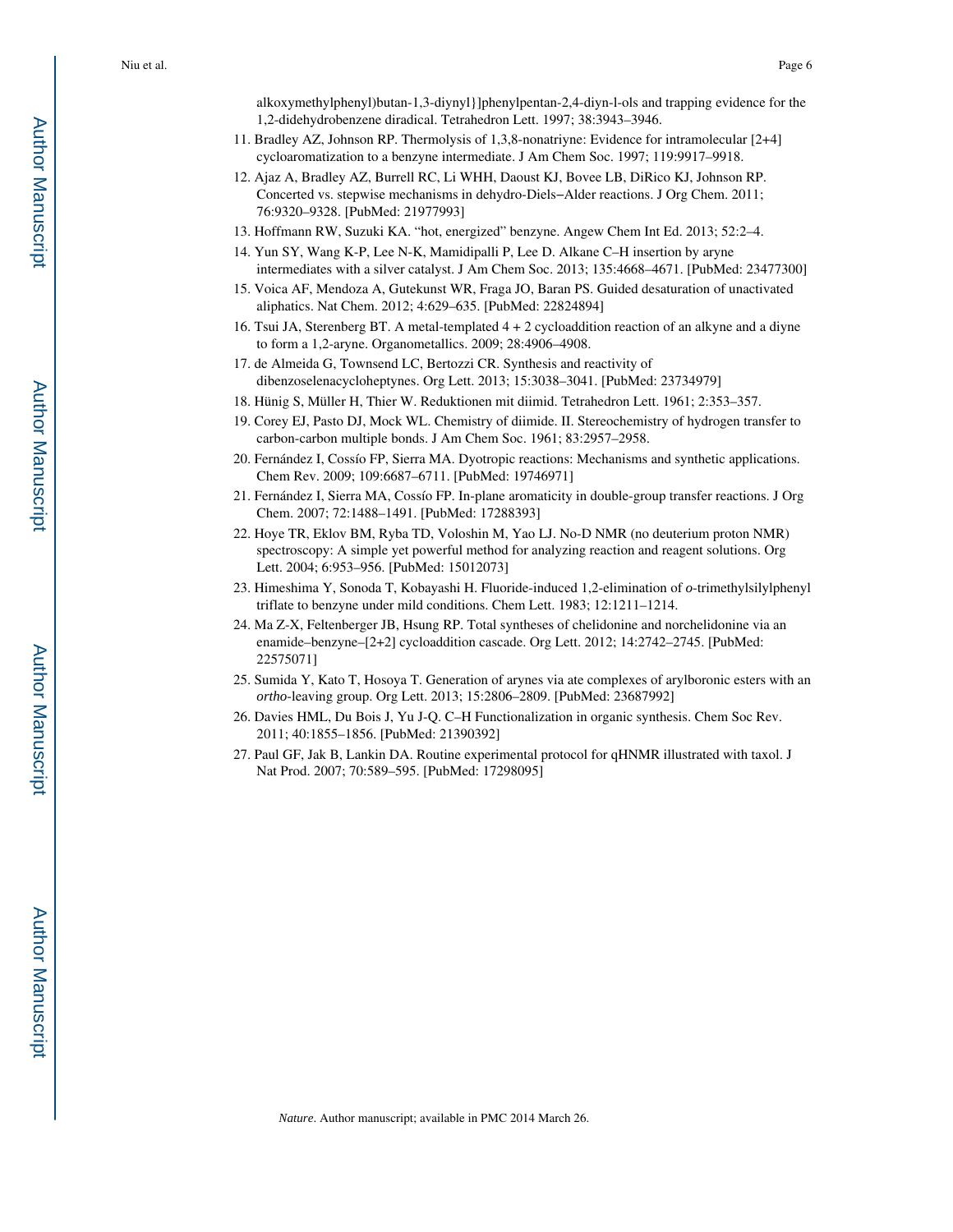alkoxymethylphenyl)butan-1,3-diynyl}]phenylpentan-2,4-diyn-l-ols and trapping evidence for the 1,2-didehydrobenzene diradical. Tetrahedron Lett. 1997; 38:3943–3946.

11. Bradley AZ, Johnson RP. Thermolysis of 1,3,8-nonatriyne: Evidence for intramolecular [2+4] cycloaromatization to a benzyne intermediate. J Am Chem Soc. 1997; 119:9917–9918.
12. Ajaz A, Bradley AZ, Burrell RC, Li WHH, Daoust KJ, Bovee LB, DiRico KJ, Johnson RP. Concerted vs. stepwise mechanisms in dehydro-Diels−Alder reactions. J Org Chem. 2011; 76:9320–9328. [PubMed: 21977993]
13. Hoffmann RW, Suzuki KA. "hot, energized" benzyne. Angew Chem Int Ed. 2013; 52:2–4.
14. Yun SY, Wang K-P, Lee N-K, Mamidipalli P, Lee D. Alkane C–H insertion by aryne intermediates with a silver catalyst. J Am Chem Soc. 2013; 135:4668–4671. [PubMed: 23477300]
15. Voica AF, Mendoza A, Gutekunst WR, Fraga JO, Baran PS. Guided desaturation of unactivated aliphatics. Nat Chem. 2012; 4:629–635. [PubMed: 22824894]
16. Tsui JA, Sterenberg BT. A metal-templated 4 + 2 cycloaddition reaction of an alkyne and a diyne to form a 1,2-aryne. Organometallics. 2009; 28:4906–4908.
17. de Almeida G, Townsend LC, Bertozzi CR. Synthesis and reactivity of dibenzoselenacycloheptynes. Org Lett. 2013; 15:3038–3041. [PubMed: 23734979]
18. Hünig S, Müller H, Thier W. Reduktionen mit diimid. Tetrahedron Lett. 1961; 2:353–357.
19. Corey EJ, Pasto DJ, Mock WL. Chemistry of diimide. II. Stereochemistry of hydrogen transfer to carbon-carbon multiple bonds. J Am Chem Soc. 1961; 83:2957–2958.
20. Fernández I, Cossío FP, Sierra MA. Dyotropic reactions: Mechanisms and synthetic applications. Chem Rev. 2009; 109:6687–6711. [PubMed: 19746971]
21. Fernández I, Sierra MA, Cossío FP. In-plane aromaticity in double-group transfer reactions. J Org Chem. 2007; 72:1488–1491. [PubMed: 17288393]
22. Hoye TR, Eklov BM, Ryba TD, Voloshin M, Yao LJ. No-D NMR (no deuterium proton NMR) spectroscopy: A simple yet powerful method for analyzing reaction and reagent solutions. Org Lett. 2004; 6:953–956. [PubMed: 15012073]
23. Himeshima Y, Sonoda T, Kobayashi H. Fluoride-induced 1,2-elimination of *o*-trimethylsilylphenyl triflate to benzyne under mild conditions. Chem Lett. 1983; 12:1211–1214.
24. Ma Z-X, Feltenberger JB, Hsung RP. Total syntheses of chelidonine and norchelidonine via an enamide–benzyne–[2+2] cycloaddition cascade. Org Lett. 2012; 14:2742–2745. [PubMed: 22575071]
25. Sumida Y, Kato T, Hosoya T. Generation of arynes via ate complexes of arylboronic esters with an *ortho*-leaving group. Org Lett. 2013; 15:2806–2809. [PubMed: 23687992]
26. Davies HML, Du Bois J, Yu J-Q. C–H Functionalization in organic synthesis. Chem Soc Rev. 2011; 40:1855–1856. [PubMed: 21390392]
27. Paul GF, Jak B, Lankin DA. Routine experimental protocol for qHNMR illustrated with taxol. J Nat Prod. 2007; 70:589–595. [PubMed: 17298095]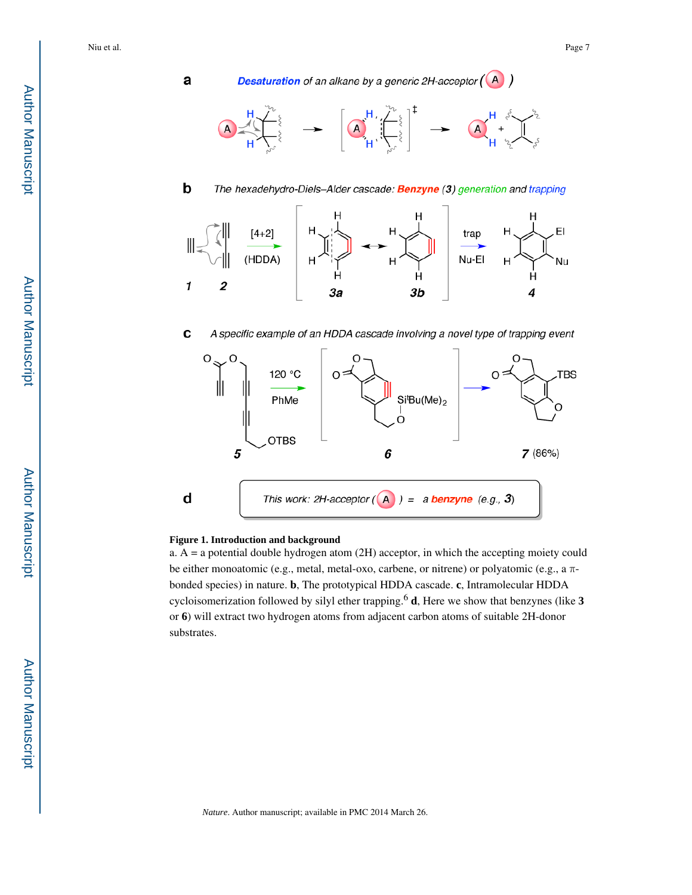**Figure 1. Introduction and background**

a. A = a potential double hydrogen atom (2H) acceptor, in which the accepting moiety could be either monoatomic (e.g., metal, metal-oxo, carbene, or nitrene) or polyatomic (e.g., a π-bonded species) in nature. **b**, The prototypical HDDA cascade. **c**, Intramolecular HDDA cycloisomerization followed by silyl ether trapping.[6] **d**, Here we show that benzynes (like **3** or **6**) will extract two hydrogen atoms from adjacent carbon atoms of suitable 2H-donor substrates.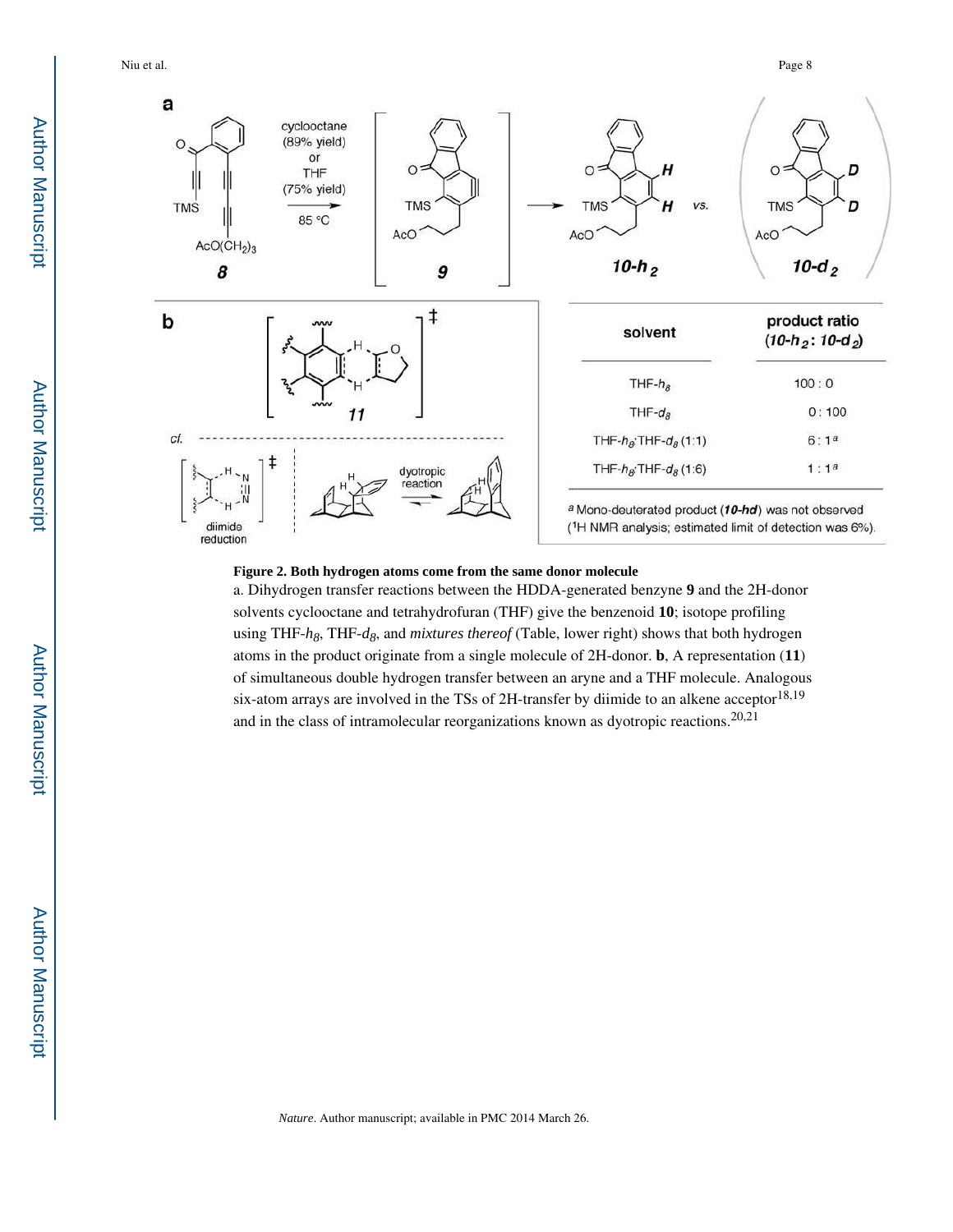| solvent | product ratio ($10\text{-}h_2$ : $10\text{-}d_2$) |
| --- | --- |
| THF-$h_8$ | 100 : 0 |
| THF-$d_8$ | 0 : 100 |
| THF-$h_8$:THF-$d_8$ (1:1) | 6 : 1[a] |
| THF-$h_8$:THF-$d_8$ (1:6) | 1 : 1[a] |

[a] Mono-deuterated product (***10-hd***) was not observed ($^1$H NMR analysis; estimated limit of detection was 6%).

**Figure 2. Both hydrogen atoms come from the same donor molecule**

a. Dihydrogen transfer reactions between the HDDA-generated benzyne **9** and the 2H-donor solvents cyclooctane and tetrahydrofuran (THF) give the benzenoid **10**; isotope profiling using THF-$h_8$, THF-$d_8$, and *mixtures thereof* (Table, lower right) shows that both hydrogen atoms in the product originate from a single molecule of 2H-donor. **b**, A representation (**11**) of simultaneous double hydrogen transfer between an aryne and a THF molecule. Analogous six-atom arrays are involved in the TSs of 2H-transfer by diimide to an alkene acceptor[18,19] and in the class of intramolecular reorganizations known as dyotropic reactions.[20,21]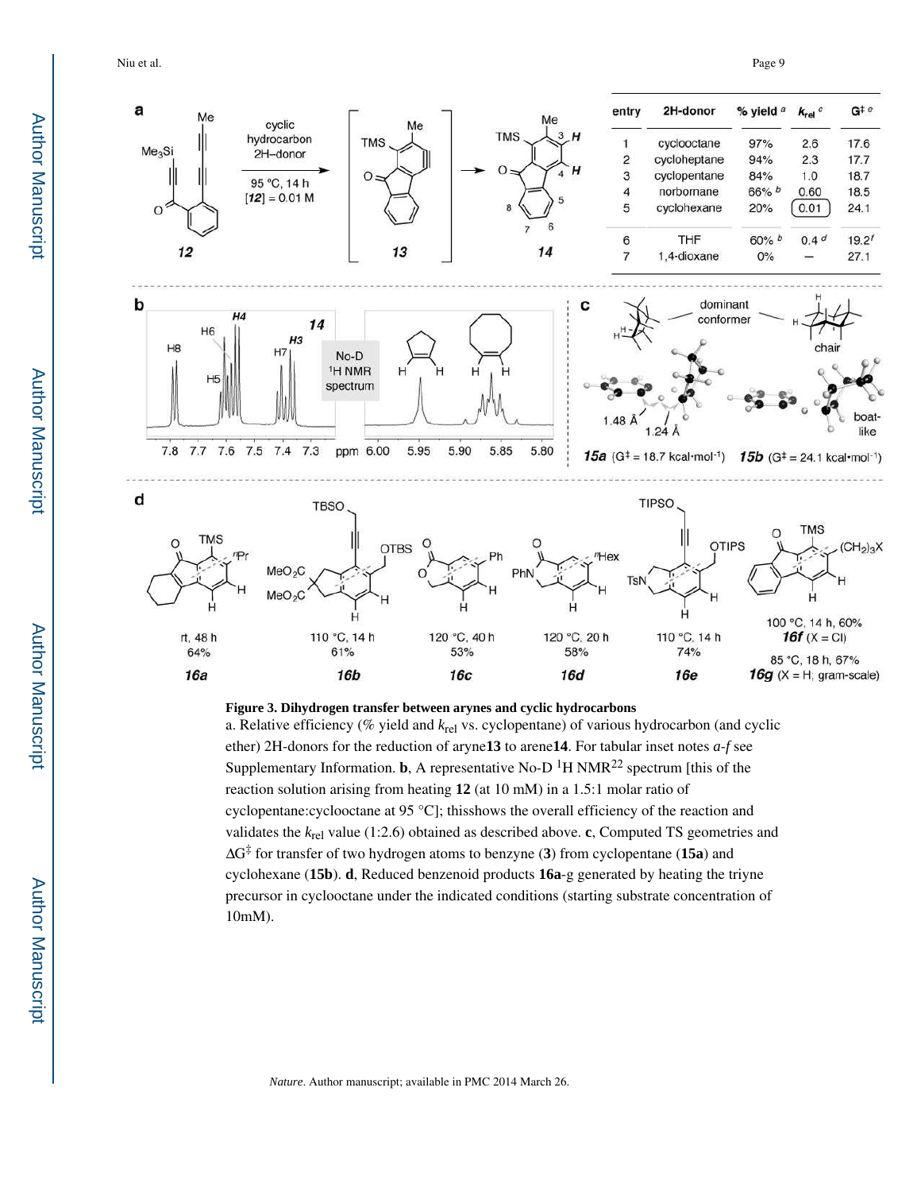| entry | 2H-donor | % yield [a] | $k_{rel}$ [c] | G‡ [e] |
|---|---|---|---|---|
| 1 | cyclooctane | 97% | 2.6 | 17.6 |
| 2 | cycloheptane | 94% | 2.3 | 17.7 |
| 3 | cyclopentane | 84% | 1.0 | 18.7 |
| 4 | norbornane | 66% [b] | 0.60 | 18.5 |
| 5 | cyclohexane | 20% | 0.01 | 24.1 |
| 6 | THF | 60% [b] | 0.4 [d] | 19.2 [f] |
| 7 | 1,4-dioxane | 0% | — | 27.1 |

**Figure 3. Dihydrogen transfer between arynes and cyclic hydrocarbons**

a. Relative efficiency (% yield and $k_{rel}$ vs. cyclopentane) of various hydrocarbon (and cyclic ether) 2H-donors for the reduction of aryne **13** to arene **14**. For tabular inset notes *a*-*f* see Supplementary Information. **b**, A representative No-D $^1$H NMR[22] spectrum [this of the reaction solution arising from heating **12** (at 10 mM) in a 1.5:1 molar ratio of cyclopentane:cyclooctane at 95 °C]; thisshows the overall efficiency of the reaction and validates the $k_{rel}$ value (1:2.6) obtained as described above. **c**, Computed TS geometries and ΔG‡ for transfer of two hydrogen atoms to benzyne (**3**) from cyclopentane (**15a**) and cyclohexane (**15b**). **d**, Reduced benzenoid products **16a**-g generated by heating the triyne precursor in cyclooctane under the indicated conditions (starting substrate concentration of 10mM).